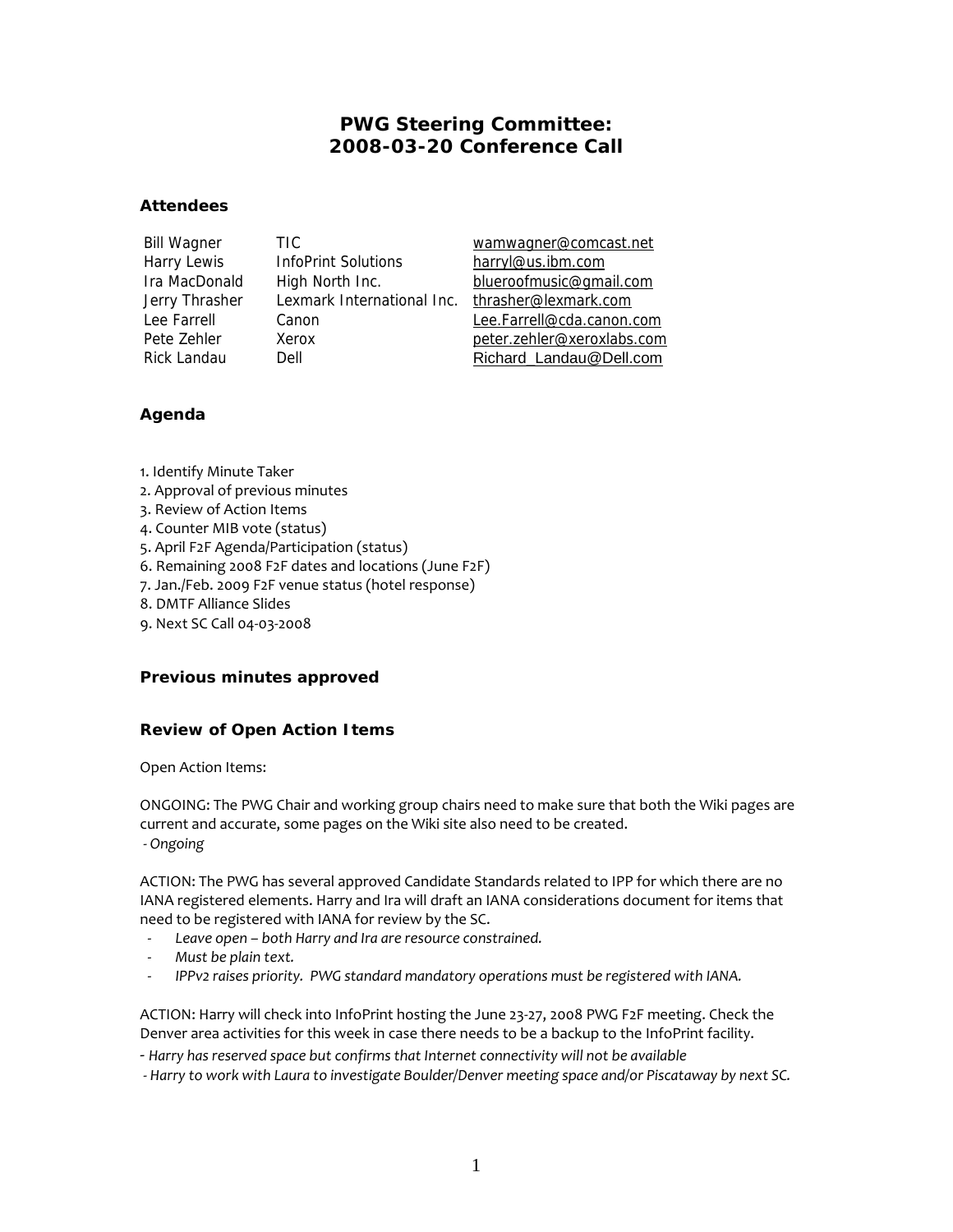# PWG Steering Committee:
# 2008-03-20 Conference Call

### Attendees

| | | |
|---|---|---|
| Bill Wagner | TIC | wamwagner@comcast.net |
| Harry Lewis | InfoPrint Solutions | harryl@us.ibm.com |
| Ira MacDonald | High North Inc. | blueroofmusic@gmail.com |
| Jerry Thrasher | Lexmark International Inc. | thrasher@lexmark.com |
| Lee Farrell | Canon | Lee.Farrell@cda.canon.com |
| Pete Zehler | Xerox | peter.zehler@xeroxlabs.com |
| Rick Landau | Dell | Richard_Landau@Dell.com |

### Agenda

1. Identify Minute Taker
2. Approval of previous minutes
3. Review of Action Items
4. Counter MIB vote (status)
5. April F2F Agenda/Participation (status)
6. Remaining 2008 F2F dates and locations (June F2F)
7. Jan./Feb. 2009 F2F venue status (hotel response)
8. DMTF Alliance Slides
9. Next SC Call 04-03-2008

### Previous minutes approved

### Review of Open Action Items

Open Action Items:

ONGOING: The PWG Chair and working group chairs need to make sure that both the Wiki pages are current and accurate, some pages on the Wiki site also need to be created.
*- Ongoing*

ACTION: The PWG has several approved Candidate Standards related to IPP for which there are no IANA registered elements. Harry and Ira will draft an IANA considerations document for items that need to be registered with IANA for review by the SC.

- *Leave open – both Harry and Ira are resource constrained.*
- *Must be plain text.*
- *IPPv2 raises priority. PWG standard mandatory operations must be registered with IANA.*

ACTION: Harry will check into InfoPrint hosting the June 23-27, 2008 PWG F2F meeting. Check the Denver area activities for this week in case there needs to be a backup to the InfoPrint facility.

*- Harry has reserved space but confirms that Internet connectivity will not be available*
*- Harry to work with Laura to investigate Boulder/Denver meeting space and/or Piscataway by next SC.*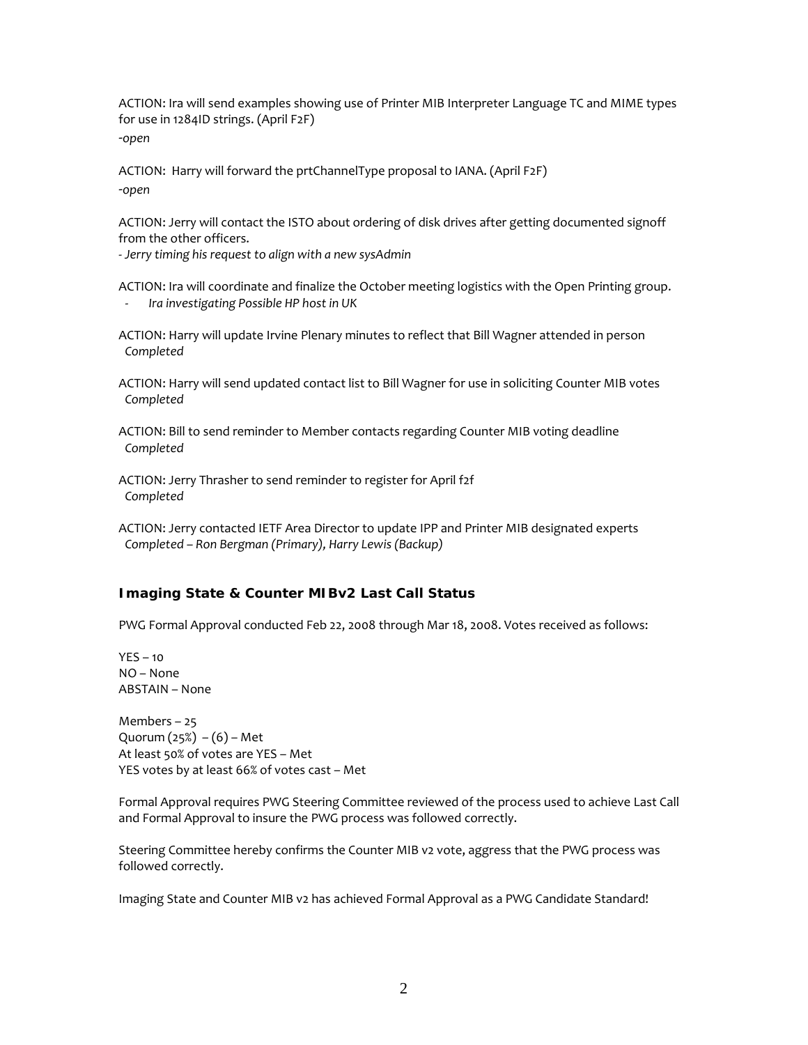ACTION: Ira will send examples showing use of Printer MIB Interpreter Language TC and MIME types for use in 1284ID strings. (April F2F)

*-open*

ACTION: Harry will forward the prtChannelType proposal to IANA. (April F2F)

*-open*

ACTION: Jerry will contact the ISTO about ordering of disk drives after getting documented signoff from the other officers.

*- Jerry timing his request to align with a new sysAdmin*

ACTION: Ira will coordinate and finalize the October meeting logistics with the Open Printing group.

- *Ira investigating Possible HP host in UK*

ACTION: Harry will update Irvine Plenary minutes to reflect that Bill Wagner attended in person

*Completed*

ACTION: Harry will send updated contact list to Bill Wagner for use in soliciting Counter MIB votes

*Completed*

ACTION: Bill to send reminder to Member contacts regarding Counter MIB voting deadline

*Completed*

ACTION: Jerry Thrasher to send reminder to register for April f2f

*Completed*

ACTION: Jerry contacted IETF Area Director to update IPP and Printer MIB designated experts

*Completed – Ron Bergman (Primary), Harry Lewis (Backup)*

### Imaging State & Counter MIBv2 Last Call Status

PWG Formal Approval conducted Feb 22, 2008 through Mar 18, 2008. Votes received as follows:

YES – 10
NO – None
ABSTAIN – None

Members – 25
Quorum (25%) – (6) – Met
At least 50% of votes are YES – Met
YES votes by at least 66% of votes cast – Met

Formal Approval requires PWG Steering Committee reviewed of the process used to achieve Last Call and Formal Approval to insure the PWG process was followed correctly.

Steering Committee hereby confirms the Counter MIB v2 vote, aggress that the PWG process was followed correctly.

Imaging State and Counter MIB v2 has achieved Formal Approval as a PWG Candidate Standard!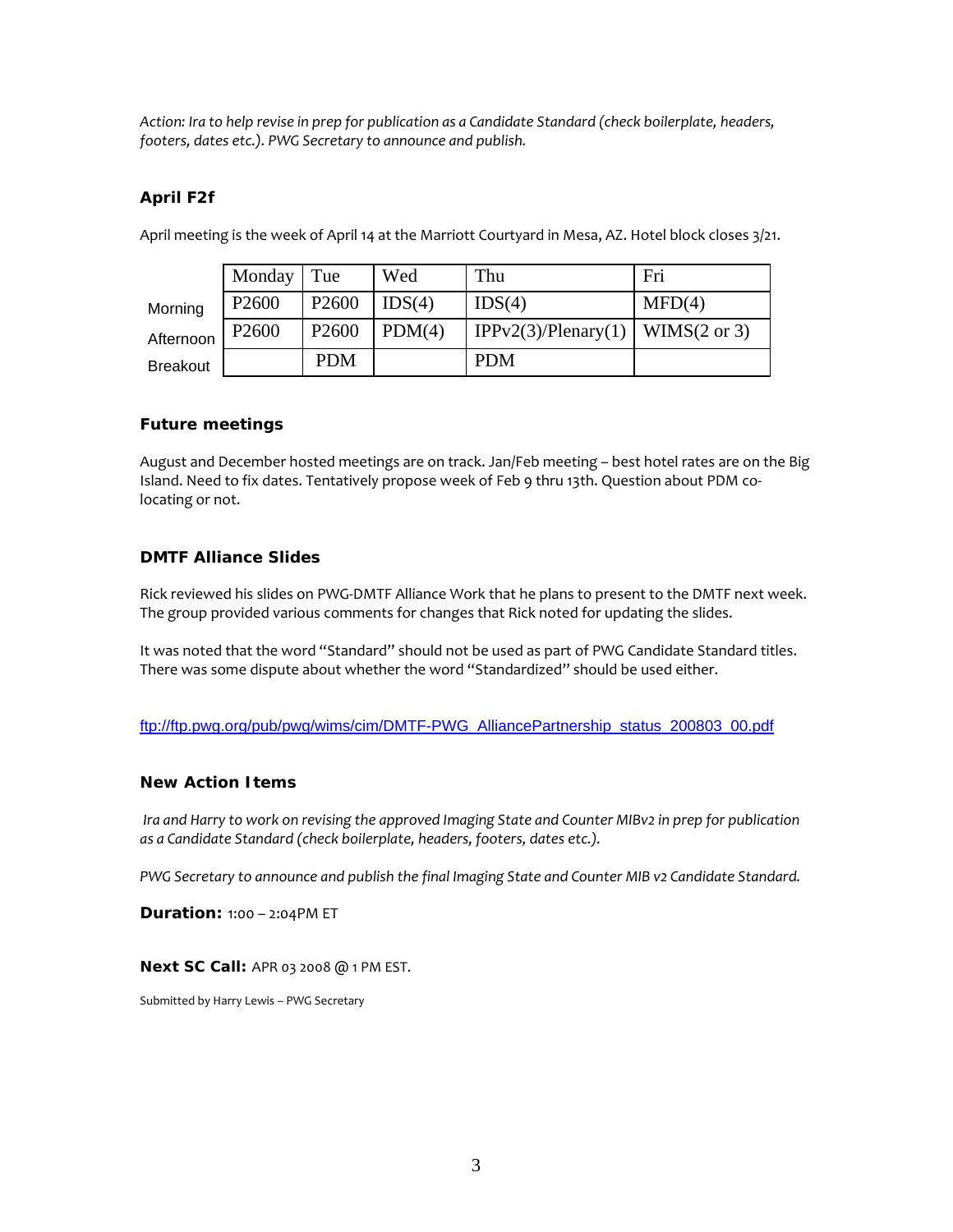*Action: Ira to help revise in prep for publication as a Candidate Standard (check boilerplate, headers, footers, dates etc.). PWG Secretary to announce and publish.*

### April F2f

April meeting is the week of April 14 at the Marriott Courtyard in Mesa, AZ. Hotel block closes 3/21.

| | Monday | Tue | Wed | Thu | Fri |
|---|---|---|---|---|---|
| Morning | P2600 | P2600 | IDS(4) | IDS(4) | MFD(4) |
| Afternoon | P2600 | P2600 | PDM(4) | IPPv2(3)/Plenary(1) | WIMS(2 or 3) |
| Breakout | | PDM | | PDM | |

### Future meetings

August and December hosted meetings are on track. Jan/Feb meeting – best hotel rates are on the Big Island. Need to fix dates. Tentatively propose week of Feb 9 thru 13th. Question about PDM co-locating or not.

### DMTF Alliance Slides

Rick reviewed his slides on PWG-DMTF Alliance Work that he plans to present to the DMTF next week. The group provided various comments for changes that Rick noted for updating the slides.

It was noted that the word "Standard" should not be used as part of PWG Candidate Standard titles. There was some dispute about whether the word "Standardized" should be used either.

ftp://ftp.pwg.org/pub/pwg/wims/cim/DMTF-PWG_AlliancePartnership_status_200803_00.pdf

### New Action Items

*Ira and Harry to work on revising the approved Imaging State and Counter MIBv2 in prep for publication as a Candidate Standard (check boilerplate, headers, footers, dates etc.).*

*PWG Secretary to announce and publish the final Imaging State and Counter MIB v2 Candidate Standard.*

**Duration:** 1:00 – 2:04PM ET

**Next SC Call:** APR 03 2008 @ 1 PM EST.

Submitted by Harry Lewis – PWG Secretary